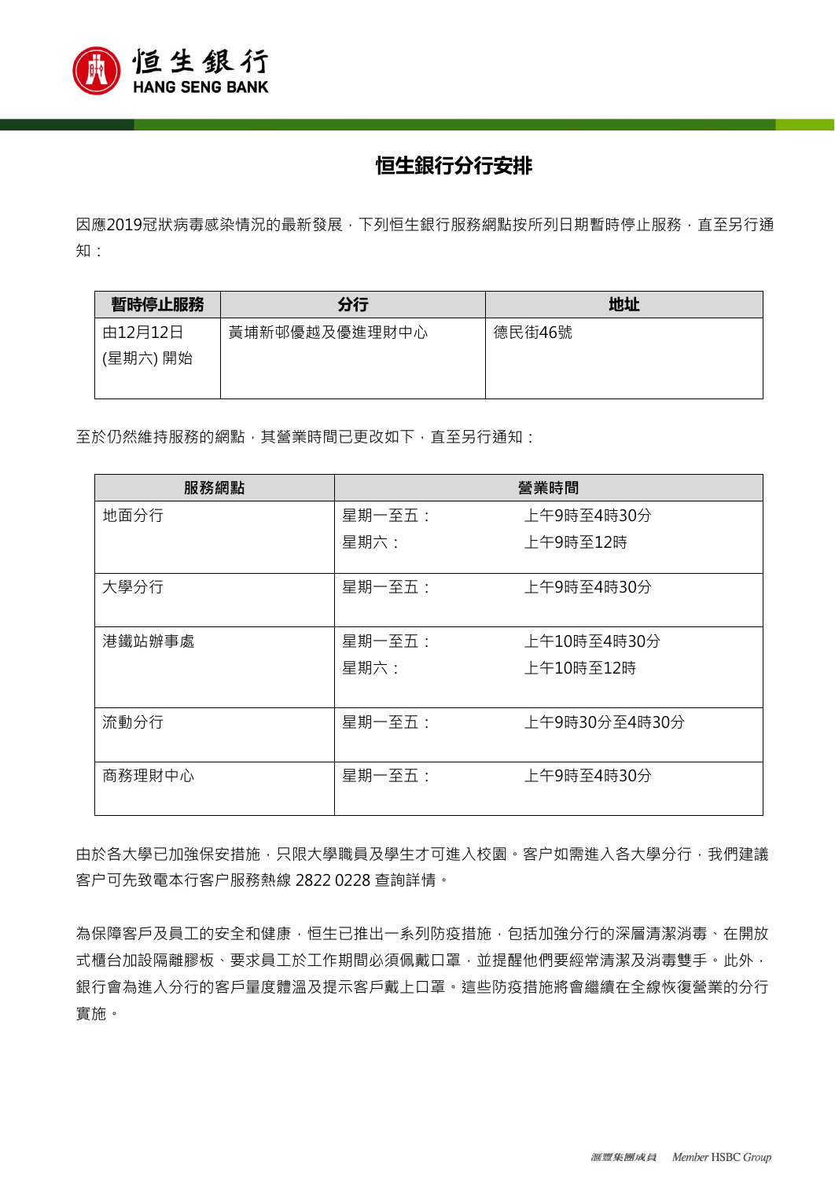# 恒生銀行分行安排

因應2019冠狀病毒感染情況的最新發展，下列恒生銀行服務網點按所列日期暫時停止服務，直至另行通知：

| 暫時停止服務 | 分行 | 地址 |
| --- | --- | --- |
| 由12月12日 (星期六) 開始 | 黃埔新邨優越及優進理財中心 | 德民街46號 |

至於仍然維持服務的網點，其營業時間已更改如下，直至另行通知：

| 服務網點 | 營業時間 | |
| --- | --- | --- |
| 地面分行 | 星期一至五：<br>星期六： | 上午9時至4時30分<br>上午9時至12時 |
| 大學分行 | 星期一至五： | 上午9時至4時30分 |
| 港鐵站辦事處 | 星期一至五：<br>星期六： | 上午10時至4時30分<br>上午10時至12時 |
| 流動分行 | 星期一至五： | 上午9時30分至4時30分 |
| 商務理財中心 | 星期一至五： | 上午9時至4時30分 |

由於各大學已加強保安措施，只限大學職員及學生才可進入校園。客户如需進入各大學分行，我們建議客户可先致電本行客户服務熱線 2822 0228 查詢詳情。

為保障客戶及員工的安全和健康，恒生已推出一系列防疫措施，包括加強分行的深層清潔消毒、在開放式櫃台加設隔離膠板、要求員工於工作期間必須佩戴口罩，並提醒他們要經常清潔及消毒雙手。此外，銀行會為進入分行的客戶量度體溫及提示客戶戴上口罩。這些防疫措施將會繼續在全線恢復營業的分行實施。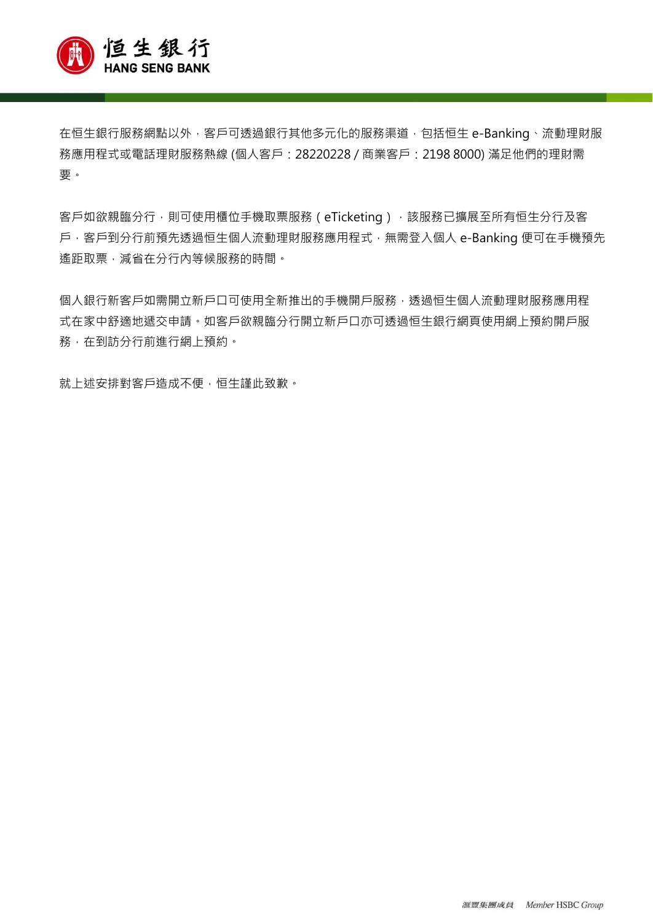在恒生銀行服務網點以外，客戶可透過銀行其他多元化的服務渠道，包括恒生 e-Banking、流動理財服務應用程式或電話理財服務熱線 (個人客戶：28220228 / 商業客戶：2198 8000) 滿足他們的理財需要。

客戶如欲親臨分行，則可使用櫃位手機取票服務（eTicketing），該服務已擴展至所有恒生分行及客戶，客戶到分行前預先透過恒生個人流動理財服務應用程式，無需登入個人 e-Banking 便可在手機預先遙距取票，減省在分行內等候服務的時間。

個人銀行新客戶如需開立新戶口可使用全新推出的手機開戶服務，透過恒生個人流動理財服務應用程式在家中舒適地遞交申請。如客戶欲親臨分行開立新戶口亦可透過恒生銀行網頁使用網上預約開戶服務，在到訪分行前進行網上預約。

就上述安排對客戶造成不便，恒生謹此致歉。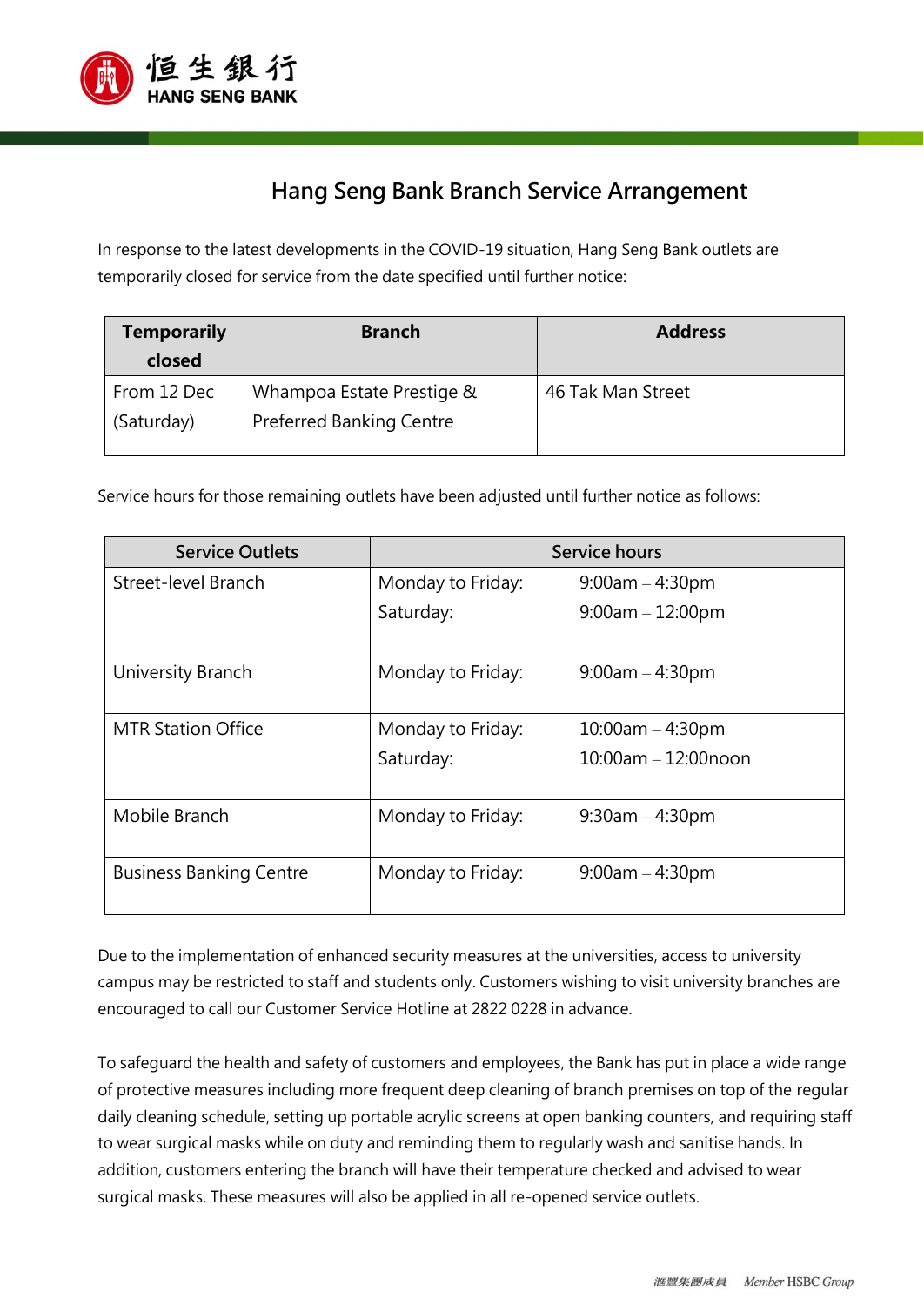# Hang Seng Bank Branch Service Arrangement

In response to the latest developments in the COVID-19 situation, Hang Seng Bank outlets are temporarily closed for service from the date specified until further notice:

| Temporarily closed | Branch | Address |
|---|---|---|
| From 12 Dec (Saturday) | Whampoa Estate Prestige & Preferred Banking Centre | 46 Tak Man Street |

Service hours for those remaining outlets have been adjusted until further notice as follows:

| Service Outlets | Service hours | |
|---|---|---|
| Street-level Branch | Monday to Friday:<br>Saturday: | 9:00am – 4:30pm<br>9:00am – 12:00pm |
| University Branch | Monday to Friday: | 9:00am – 4:30pm |
| MTR Station Office | Monday to Friday:<br>Saturday: | 10:00am – 4:30pm<br>10:00am – 12:00noon |
| Mobile Branch | Monday to Friday: | 9:30am – 4:30pm |
| Business Banking Centre | Monday to Friday: | 9:00am – 4:30pm |

Due to the implementation of enhanced security measures at the universities, access to university campus may be restricted to staff and students only. Customers wishing to visit university branches are encouraged to call our Customer Service Hotline at 2822 0228 in advance.

To safeguard the health and safety of customers and employees, the Bank has put in place a wide range of protective measures including more frequent deep cleaning of branch premises on top of the regular daily cleaning schedule, setting up portable acrylic screens at open banking counters, and requiring staff to wear surgical masks while on duty and reminding them to regularly wash and sanitise hands. In addition, customers entering the branch will have their temperature checked and advised to wear surgical masks. These measures will also be applied in all re-opened service outlets.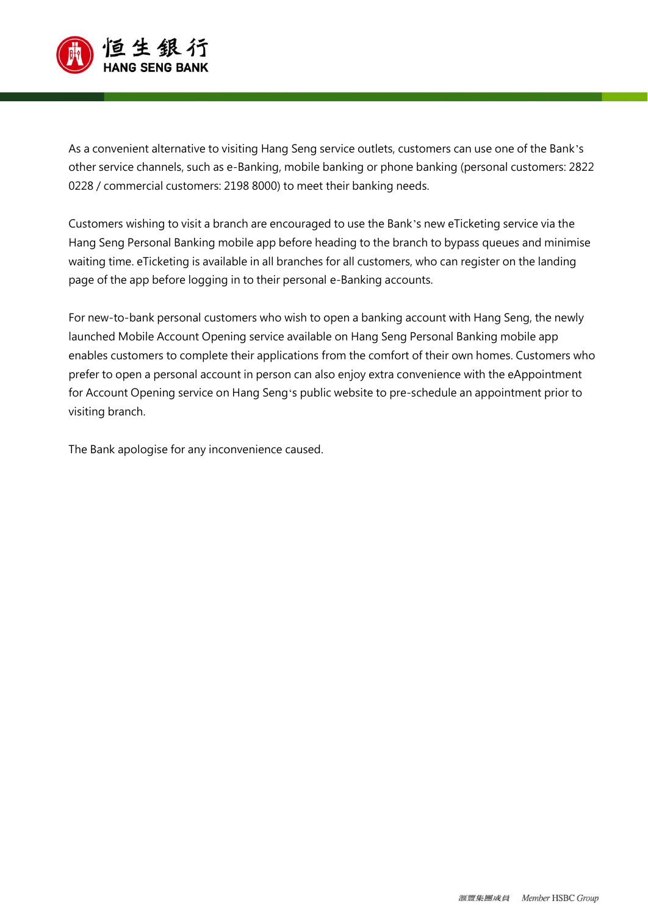As a convenient alternative to visiting Hang Seng service outlets, customers can use one of the Bank's other service channels, such as e-Banking, mobile banking or phone banking (personal customers: 2822 0228 / commercial customers: 2198 8000) to meet their banking needs.

Customers wishing to visit a branch are encouraged to use the Bank's new eTicketing service via the Hang Seng Personal Banking mobile app before heading to the branch to bypass queues and minimise waiting time. eTicketing is available in all branches for all customers, who can register on the landing page of the app before logging in to their personal e-Banking accounts.

For new-to-bank personal customers who wish to open a banking account with Hang Seng, the newly launched Mobile Account Opening service available on Hang Seng Personal Banking mobile app enables customers to complete their applications from the comfort of their own homes. Customers who prefer to open a personal account in person can also enjoy extra convenience with the eAppointment for Account Opening service on Hang Seng's public website to pre-schedule an appointment prior to visiting branch.

The Bank apologise for any inconvenience caused.